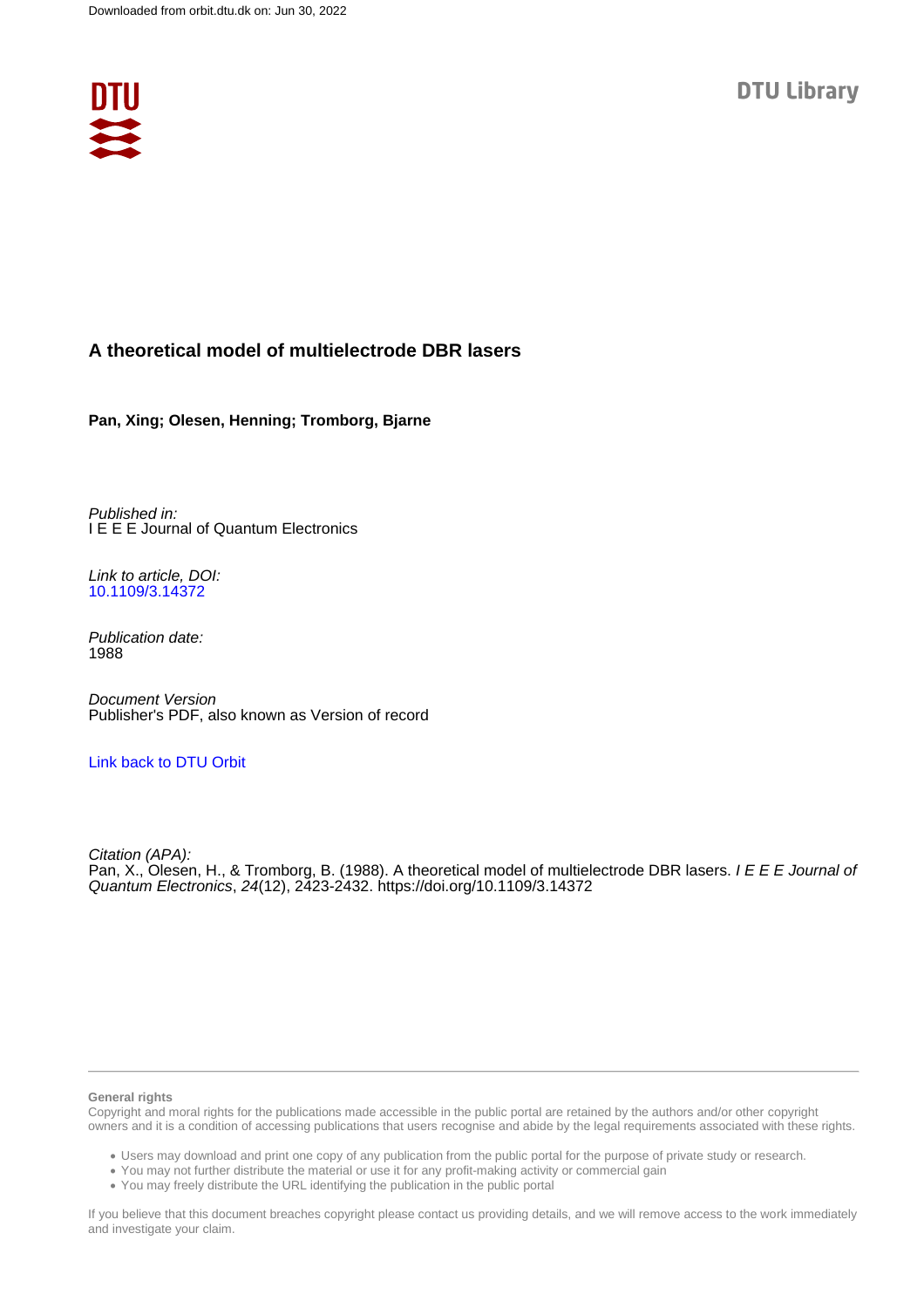Downloaded from orbit.dtu.dk on: Jun 30, 2022

DTU Library

# A theoretical model of multielectrode DBR lasers

**Pan, Xing; Olesen, Henning; Tromborg, Bjarne**

*Published in:*
I E E E Journal of Quantum Electronics

*Link to article, DOI:*
10.1109/3.14372

*Publication date:*
1988

*Document Version*
Publisher's PDF, also known as Version of record

Link back to DTU Orbit

*Citation (APA):*
Pan, X., Olesen, H., & Tromborg, B. (1988). A theoretical model of multielectrode DBR lasers. *I E E E Journal of Quantum Electronics*, *24*(12), 2423-2432. https://doi.org/10.1109/3.14372

**General rights**
Copyright and moral rights for the publications made accessible in the public portal are retained by the authors and/or other copyright owners and it is a condition of accessing publications that users recognise and abide by the legal requirements associated with these rights.

- Users may download and print one copy of any publication from the public portal for the purpose of private study or research.
- You may not further distribute the material or use it for any profit-making activity or commercial gain
- You may freely distribute the URL identifying the publication in the public portal

If you believe that this document breaches copyright please contact us providing details, and we will remove access to the work immediately and investigate your claim.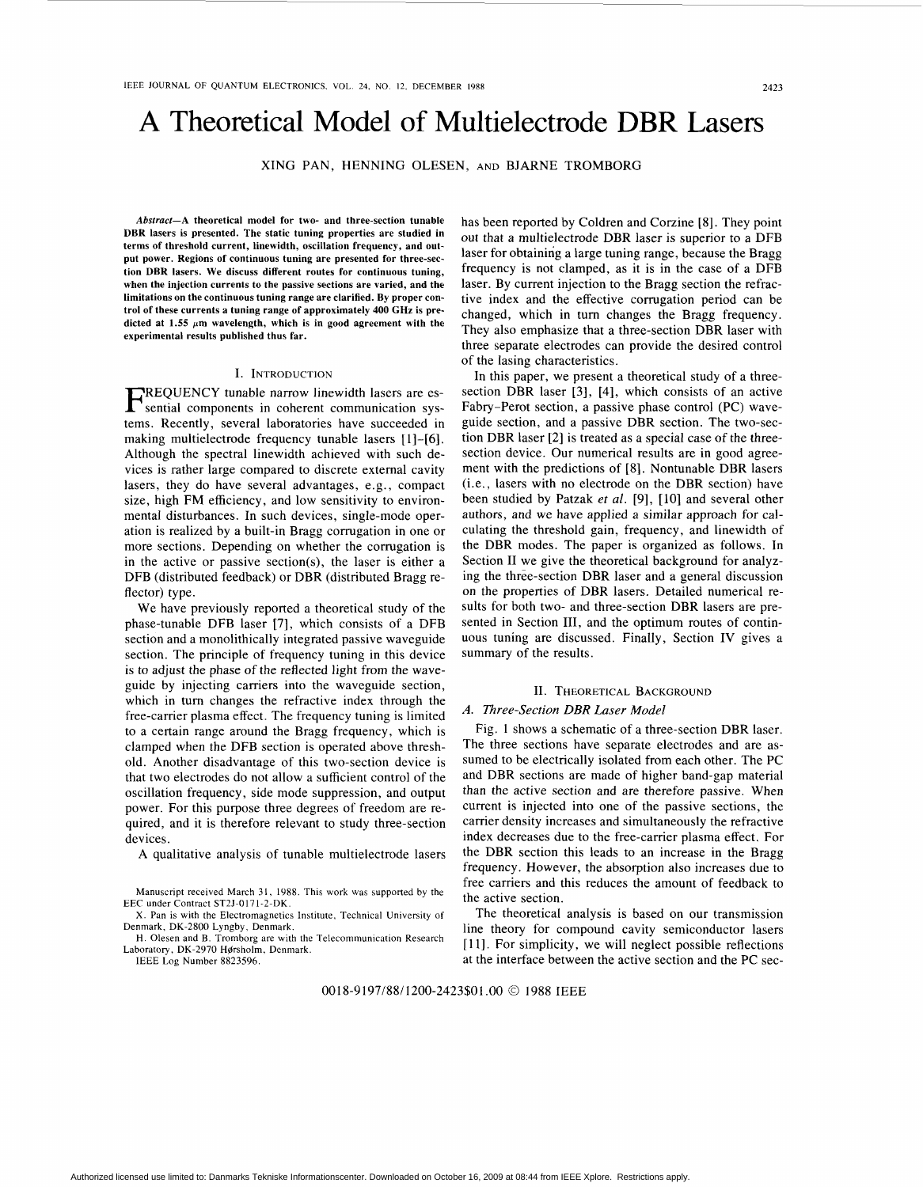# A Theoretical Model of Multielectrode DBR Lasers

XING PAN, HENNING OLESEN, AND BJARNE TROMBORG

***Abstract*—A theoretical model for two- and three-section tunable DBR lasers is presented. The static tuning properties are studied in terms of threshold current, linewidth, oscillation frequency, and output power. Regions of continuous tuning are presented for three-section DBR lasers. We discuss different routes for continuous tuning, when the injection currents to the passive sections are varied, and the limitations on the continuous tuning range are clarified. By proper control of these currents a tuning range of approximately 400 GHz is predicted at 1.55 μm wavelength, which is in good agreement with the experimental results published thus far.**

## I. Introduction

FREQUENCY tunable narrow linewidth lasers are essential components in coherent communication systems. Recently, several laboratories have succeeded in making multielectrode frequency tunable lasers [1]–[6]. Although the spectral linewidth achieved with such devices is rather large compared to discrete external cavity lasers, they do have several advantages, e.g., compact size, high FM efficiency, and low sensitivity to environmental disturbances. In such devices, single-mode operation is realized by a built-in Bragg corrugation in one or more sections. Depending on whether the corrugation is in the active or passive section(s), the laser is either a DFB (distributed feedback) or DBR (distributed Bragg reflector) type.

We have previously reported a theoretical study of the phase-tunable DFB laser [7], which consists of a DFB section and a monolithically integrated passive waveguide section. The principle of frequency tuning in this device is to adjust the phase of the reflected light from the waveguide by injecting carriers into the waveguide section, which in turn changes the refractive index through the free-carrier plasma effect. The frequency tuning is limited to a certain range around the Bragg frequency, which is clamped when the DFB section is operated above threshold. Another disadvantage of this two-section device is that two electrodes do not allow a sufficient control of the oscillation frequency, side mode suppression, and output power. For this purpose three degrees of freedom are required, and it is therefore relevant to study three-section devices.

A qualitative analysis of tunable multielectrode lasers has been reported by Coldren and Corzine [8]. They point out that a multielectrode DBR laser is superior to a DFB laser for obtaining a large tuning range, because the Bragg frequency is not clamped, as it is in the case of a DFB laser. By current injection to the Bragg section the refractive index and the effective corrugation period can be changed, which in turn changes the Bragg frequency. They also emphasize that a three-section DBR laser with three separate electrodes can provide the desired control of the lasing characteristics.

In this paper, we present a theoretical study of a three-section DBR laser [3], [4], which consists of an active Fabry–Perot section, a passive phase control (PC) waveguide section, and a passive DBR section. The two-section DBR laser [2] is treated as a special case of the three-section device. Our numerical results are in good agreement with the predictions of [8]. Nontunable DBR lasers (i.e., lasers with no electrode on the DBR section) have been studied by Patzak *et al.* [9], [10] and several other authors, and we have applied a similar approach for calculating the threshold gain, frequency, and linewidth of the DBR modes. The paper is organized as follows. In Section II we give the theoretical background for analyzing the three-section DBR laser and a general discussion on the properties of DBR lasers. Detailed numerical results for both two- and three-section DBR lasers are presented in Section III, and the optimum routes of continuous tuning are discussed. Finally, Section IV gives a summary of the results.

## II. Theoretical Background

### *A. Three-Section DBR Laser Model*

Fig. 1 shows a schematic of a three-section DBR laser. The three sections have separate electrodes and are assumed to be electrically isolated from each other. The PC and DBR sections are made of higher band-gap material than the active section and are therefore passive. When current is injected into one of the passive sections, the carrier density increases and simultaneously the refractive index decreases due to the free-carrier plasma effect. For the DBR section this leads to an increase in the Bragg frequency. However, the absorption also increases due to free carriers and this reduces the amount of feedback to the active section.

The theoretical analysis is based on our transmission line theory for compound cavity semiconductor lasers [11]. For simplicity, we will neglect possible reflections at the interface between the active section and the PC sec-

Manuscript received March 31, 1988. This work was supported by the EEC under Contract ST2J-0171-2-DK.

X. Pan is with the Electromagnetics Institute, Technical University of Denmark, DK-2800 Lyngby, Denmark.

H. Olesen and B. Tromborg are with the Telecommunication Research Laboratory, DK-2970 Hørsholm, Denmark.

IEEE Log Number 8823596.

0018-9197/88/1200-2423$01.00 © 1988 IEEE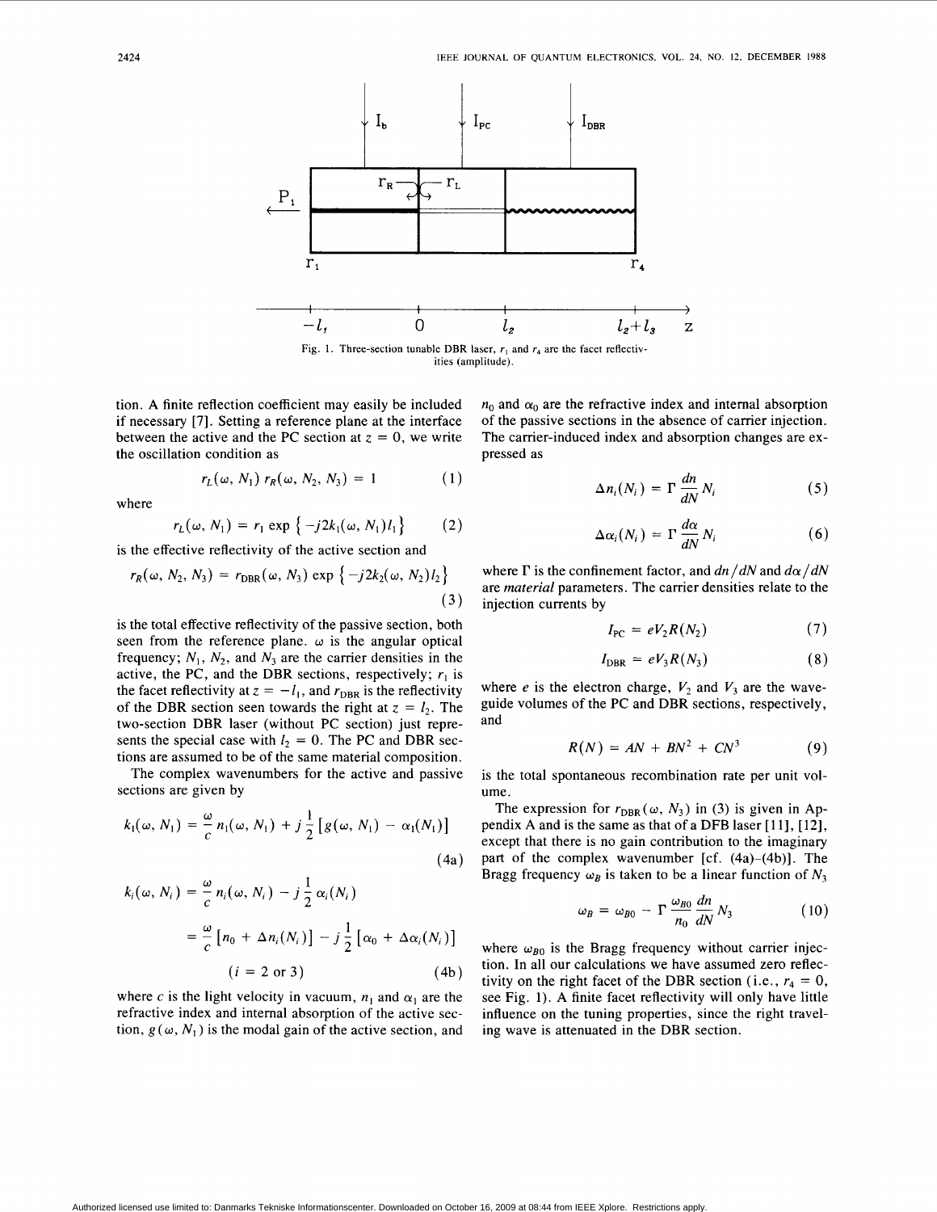Fig. 1. Three-section tunable DBR laser, $r_1$ and $r_4$ are the facet reflectivities (amplitude).

tion. A finite reflection coefficient may easily be included if necessary [7]. Setting a reference plane at the interface between the active and the PC section at $z = 0$, we write the oscillation condition as

$$r_L(\omega, N_1)\, r_R(\omega, N_2, N_3) = 1 \tag{1}$$

where

$$r_L(\omega, N_1) = r_1 \exp\left\{-j2k_1(\omega, N_1)l_1\right\} \tag{2}$$

is the effective reflectivity of the active section and

$$r_R(\omega, N_2, N_3) = r_{\mathrm{DBR}}(\omega, N_3) \exp\left\{-j2k_2(\omega, N_2)l_2\right\} \tag{3}$$

is the total effective reflectivity of the passive section, both seen from the reference plane. $\omega$ is the angular optical frequency; $N_1$, $N_2$, and $N_3$ are the carrier densities in the active, the PC, and the DBR sections, respectively; $r_1$ is the facet reflectivity at $z = -l_1$, and $r_{\mathrm{DBR}}$ is the reflectivity of the DBR section seen towards the right at $z = l_2$. The two-section DBR laser (without PC section) just represents the special case with $l_2 = 0$. The PC and DBR sections are assumed to be of the same material composition.

The complex wavenumbers for the active and passive sections are given by

$$k_1(\omega, N_1) = \frac{\omega}{c} n_1(\omega, N_1) + j\frac{1}{2}\left[g(\omega, N_1) - \alpha_1(N_1)\right] \tag{4a}$$

$$\begin{aligned} k_i(\omega, N_i) &= \frac{\omega}{c} n_i(\omega, N_i) - j\frac{1}{2}\alpha_i(N_i) \\ &= \frac{\omega}{c}\left[n_0 + \Delta n_i(N_i)\right] - j\frac{1}{2}\left[\alpha_0 + \Delta\alpha_i(N_i)\right] \\ &\qquad (i = 2 \text{ or } 3) \end{aligned} \tag{4b}$$

where $c$ is the light velocity in vacuum, $n_1$ and $\alpha_1$ are the refractive index and internal absorption of the active section, $g(\omega, N_1)$ is the modal gain of the active section, and $n_0$ and $\alpha_0$ are the refractive index and internal absorption of the passive sections in the absence of carrier injection. The carrier-induced index and absorption changes are expressed as

$$\Delta n_i(N_i) = \Gamma \frac{dn}{dN} N_i \tag{5}$$

$$\Delta\alpha_i(N_i) = \Gamma \frac{d\alpha}{dN} N_i \tag{6}$$

where $\Gamma$ is the confinement factor, and $dn/dN$ and $d\alpha/dN$ are *material* parameters. The carrier densities relate to the injection currents by

$$I_{\mathrm{PC}} = eV_2R(N_2) \tag{7}$$

$$I_{\mathrm{DBR}} = eV_3R(N_3) \tag{8}$$

where $e$ is the electron charge, $V_2$ and $V_3$ are the waveguide volumes of the PC and DBR sections, respectively, and

$$R(N) = AN + BN^2 + CN^3 \tag{9}$$

is the total spontaneous recombination rate per unit volume.

The expression for $r_{\mathrm{DBR}}(\omega, N_3)$ in (3) is given in Appendix A and is the same as that of a DFB laser [11], [12], except that there is no gain contribution to the imaginary part of the complex wavenumber [cf. (4a)–(4b)]. The Bragg frequency $\omega_B$ is taken to be a linear function of $N_3$

$$\omega_B = \omega_{B0} - \Gamma \frac{\omega_{B0}}{n_0} \frac{dn}{dN} N_3 \tag{10}$$

where $\omega_{B0}$ is the Bragg frequency without carrier injection. In all our calculations we have assumed zero reflectivity on the right facet of the DBR section (i.e., $r_4 = 0$, see Fig. 1). A finite facet reflectivity will only have little influence on the tuning properties, since the right traveling wave is attenuated in the DBR section.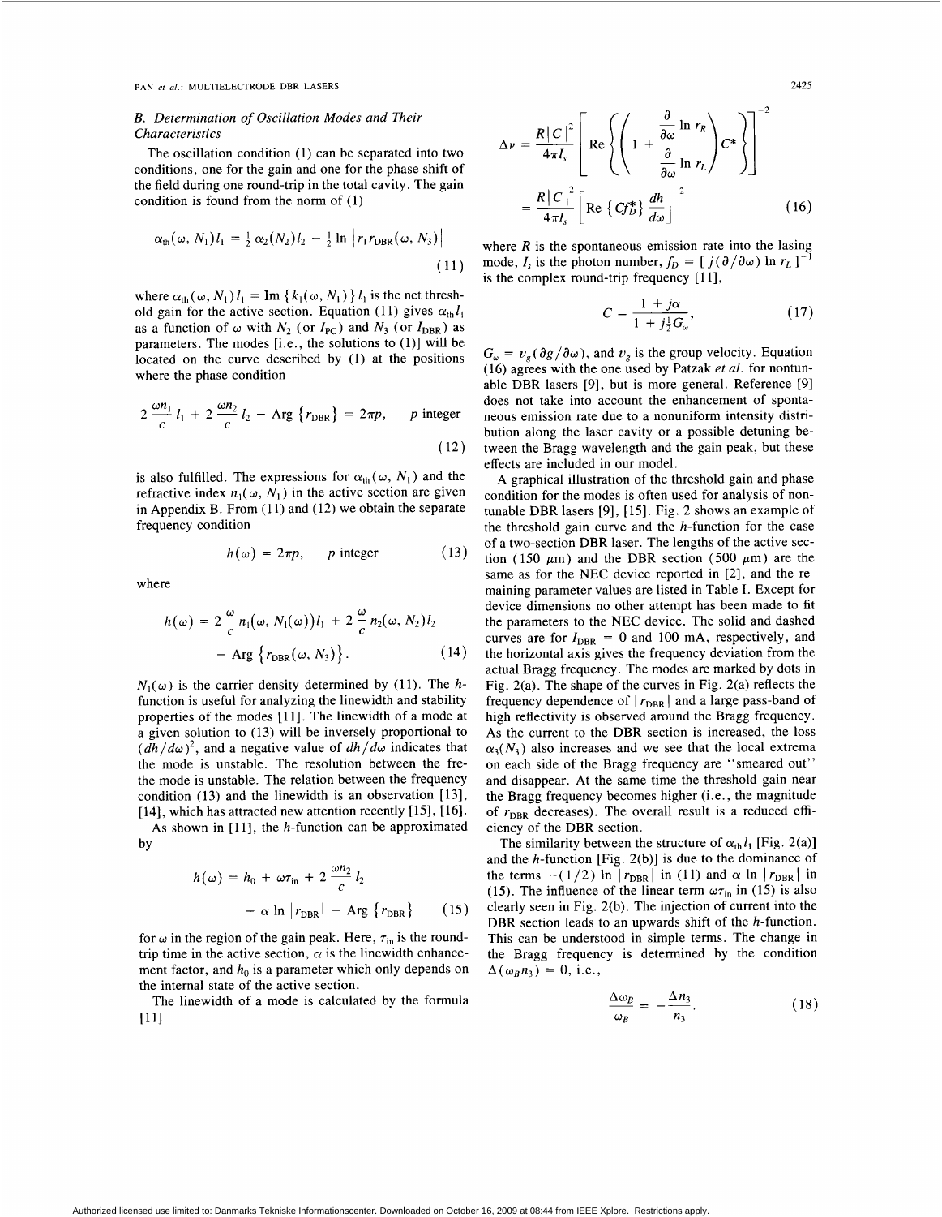### B. Determination of Oscillation Modes and Their Characteristics

The oscillation condition (1) can be separated into two conditions, one for the gain and one for the phase shift of the field during one round-trip in the total cavity. The gain condition is found from the norm of (1)

$$\alpha_{\text{th}}(\omega, N_1) l_1 = \tfrac{1}{2}\alpha_2(N_2) l_2 - \tfrac{1}{2}\ln\left|r_1 r_{\text{DBR}}(\omega, N_3)\right| \tag{11}$$

where $\alpha_{\text{th}}(\omega, N_1) l_1 = \text{Im}\{k_1(\omega, N_1)\} l_1$ is the net threshold gain for the active section. Equation (11) gives $\alpha_{\text{th}} l_1$ as a function of $\omega$ with $N_2$ (or $I_{\text{PC}}$) and $N_3$ (or $I_{\text{DBR}}$) as parameters. The modes [i.e., the solutions to (1)] will be located on the curve described by (1) at the positions where the phase condition

$$2\frac{\omega n_1}{c} l_1 + 2\frac{\omega n_2}{c} l_2 - \text{Arg}\{r_{\text{DBR}}\} = 2\pi p, \quad p \text{ integer} \tag{12}$$

is also fulfilled. The expressions for $\alpha_{\text{th}}(\omega, N_1)$ and the refractive index $n_1(\omega, N_1)$ in the active section are given in Appendix B. From (11) and (12) we obtain the separate frequency condition

$$h(\omega) = 2\pi p, \quad p \text{ integer} \tag{13}$$

where

$$h(\omega) = 2\frac{\omega}{c} n_1(\omega, N_1(\omega)) l_1 + 2\frac{\omega}{c} n_2(\omega, N_2) l_2 - \text{Arg}\{r_{\text{DBR}}(\omega, N_3)\}. \tag{14}$$

$N_1(\omega)$ is the carrier density determined by (11). The $h$-function is useful for analyzing the linewidth and stability properties of the modes [11]. The linewidth of a mode at a given solution to (13) will be inversely proportional to $(dh/d\omega)^2$, and a negative value of $dh/d\omega$ indicates that the mode is unstable. The resolution between the fre- the mode is unstable. The relation between the frequency condition (13) and the linewidth is an observation [13], [14], which has attracted new attention recently [15], [16].

As shown in [11], the $h$-function can be approximated by

$$h(\omega) = h_0 + \omega\tau_{\text{in}} + 2\frac{\omega n_2}{c} l_2 + \alpha \ln\left|r_{\text{DBR}}\right| - \text{Arg}\{r_{\text{DBR}}\} \tag{15}$$

for $\omega$ in the region of the gain peak. Here, $\tau_{\text{in}}$ is the round-trip time in the active section, $\alpha$ is the linewidth enhancement factor, and $h_0$ is a parameter which only depends on the internal state of the active section.

The linewidth of a mode is calculated by the formula [11]

$$\Delta\nu = \frac{R|C|^2}{4\pi I_s}\left[\text{Re}\left\{\left(1 + \frac{\frac{\partial}{\partial\omega}\ln r_R}{\frac{\partial}{\partial\omega}\ln r_L}\right) C^*\right\}\right]^{-2} = \frac{R|C|^2}{4\pi I_s}\left[\text{Re}\{C f_D^*\}\frac{dh}{d\omega}\right]^{-2} \tag{16}$$

where $R$ is the spontaneous emission rate into the lasing mode, $I_s$ is the photon number, $f_D = [j(\partial/\partial\omega)\ln r_L]^{-1}$ is the complex round-trip frequency [11],

$$C = \frac{1 + j\alpha}{1 + j\frac{1}{2}G_\omega}, \tag{17}$$

$G_\omega = v_g(\partial g/\partial\omega)$, and $v_g$ is the group velocity. Equation (16) agrees with the one used by Patzak *et al.* for nontunable DBR lasers [9], but is more general. Reference [9] does not take into account the enhancement of spontaneous emission rate due to a nonuniform intensity distribution along the laser cavity or a possible detuning between the Bragg wavelength and the gain peak, but these effects are included in our model.

A graphical illustration of the threshold gain and phase condition for the modes is often used for analysis of nontunable DBR lasers [9], [15]. Fig. 2 shows an example of the threshold gain curve and the $h$-function for the case of a two-section DBR laser. The lengths of the active section (150 $\mu$m) and the DBR section (500 $\mu$m) are the same as for the NEC device reported in [2], and the remaining parameter values are listed in Table I. Except for device dimensions no other attempt has been made to fit the parameters to the NEC device. The solid and dashed curves are for $I_{\text{DBR}} = 0$ and 100 mA, respectively, and the horizontal axis gives the frequency deviation from the actual Bragg frequency. The modes are marked by dots in Fig. 2(a). The shape of the curves in Fig. 2(a) reflects the frequency dependence of $|r_{\text{DBR}}|$ and a large pass-band of high reflectivity is observed around the Bragg frequency. As the current to the DBR section is increased, the loss $\alpha_3(N_3)$ also increases and we see that the local extrema on each side of the Bragg frequency are "smeared out" and disappear. At the same time the threshold gain near the Bragg frequency becomes higher (i.e., the magnitude of $r_{\text{DBR}}$ decreases). The overall result is a reduced efficiency of the DBR section.

The similarity between the structure of $\alpha_{\text{th}} l_1$ [Fig. 2(a)] and the $h$-function [Fig. 2(b)] is due to the dominance of the terms $-(1/2)\ln|r_{\text{DBR}}|$ in (11) and $\alpha \ln|r_{\text{DBR}}|$ in (15). The influence of the linear term $\omega\tau_{\text{in}}$ in (15) is also clearly seen in Fig. 2(b). The injection of current into the DBR section leads to an upwards shift of the $h$-function. This can be understood in simple terms. The change in the Bragg frequency is determined by the condition $\Delta(\omega_B n_3) = 0$, i.e.,

$$\frac{\Delta\omega_B}{\omega_B} = -\frac{\Delta n_3}{n_3}. \tag{18}$$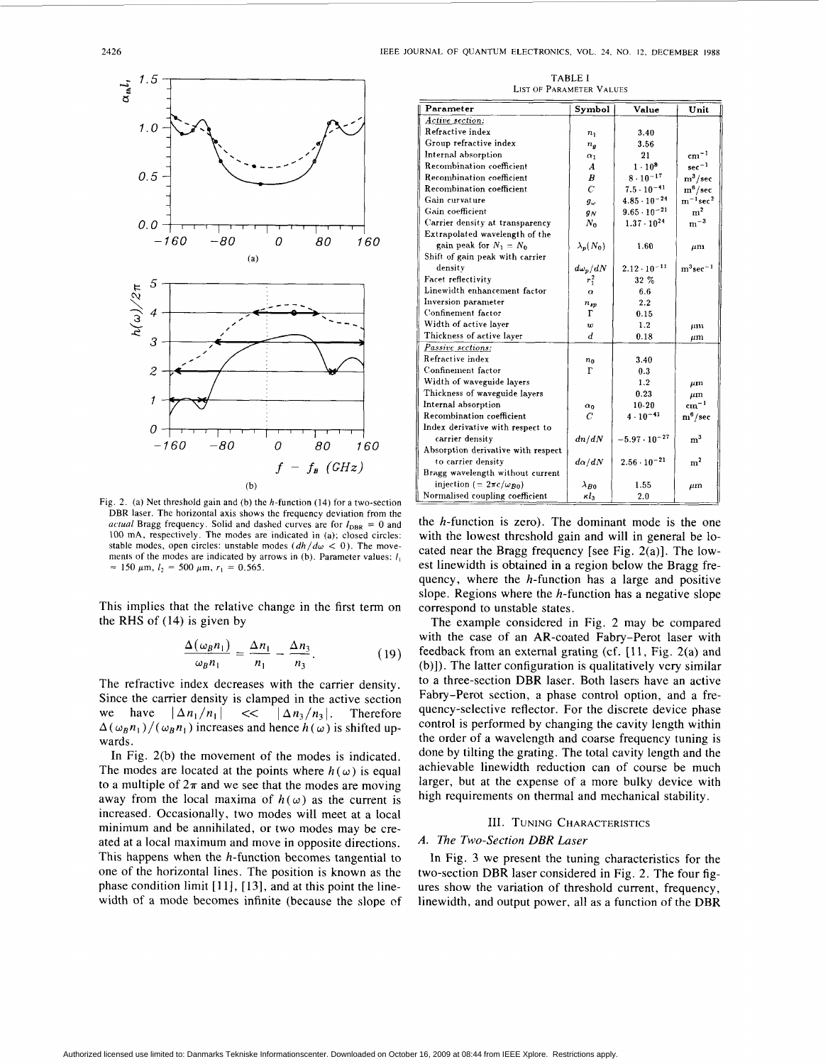Fig. 2. (a) Net threshold gain and (b) the $h$-function (14) for a two-section DBR laser. The horizontal axis shows the frequency deviation from the *actual* Bragg frequency. Solid and dashed curves are for $I_{DBR} = 0$ and 100 mA, respectively. The modes are indicated in (a); closed circles: stable modes, open circles: unstable modes ($dh/d\omega < 0$). The movements of the modes are indicated by arrows in (b). Parameter values: $l_1 = 150\ \mu m$, $l_2 = 500\ \mu m$, $r_1 = 0.565$.

This implies that the relative change in the first term on the RHS of (14) is given by

$$\frac{\Delta(\omega_B n_1)}{\omega_B n_1} = \frac{\Delta n_1}{n_1} - \frac{\Delta n_3}{n_3}. \tag{19}$$

The refractive index decreases with the carrier density. Since the carrier density is clamped in the active section we have $|\Delta n_1/n_1| << |\Delta n_3/n_3|$. Therefore $\Delta(\omega_B n_1)/(\omega_B n_1)$ increases and hence $h(\omega)$ is shifted upwards.

In Fig. 2(b) the movement of the modes is indicated. The modes are located at the points where $h(\omega)$ is equal to a multiple of $2\pi$ and we see that the modes are moving away from the local maxima of $h(\omega)$ as the current is increased. Occasionally, two modes will meet at a local minimum and be annihilated, or two modes may be created at a local maximum and move in opposite directions. This happens when the $h$-function becomes tangential to one of the horizontal lines. The position is known as the phase condition limit [11], [13], and at this point the linewidth of a mode becomes infinite (because the slope of the $h$-function is zero). The dominant mode is the one with the lowest threshold gain and will in general be located near the Bragg frequency [see Fig. 2(a)]. The lowest linewidth is obtained in a region below the Bragg frequency, where the $h$-function has a large and positive slope. Regions where the $h$-function has a negative slope correspond to unstable states.

TABLE I
LIST OF PARAMETER VALUES

| Parameter | Symbol | Value | Unit |
|---|---|---|---|
| *Active section:* | | | |
| Refractive index | $n_1$ | 3.40 | |
| Group refractive index | $n_g$ | 3.56 | |
| Internal absorption | $\alpha_1$ | 21 | $cm^{-1}$ |
| Recombination coefficient | $A$ | $1 \cdot 10^8$ | $sec^{-1}$ |
| Recombination coefficient | $B$ | $8 \cdot 10^{-17}$ | $m^3/sec$ |
| Recombination coefficient | $C$ | $7.5 \cdot 10^{-41}$ | $m^6/sec$ |
| Gain curvature | $g_\omega$ | $4.85 \cdot 10^{-24}$ | $m^{-1}sec^2$ |
| Gain coefficient | $g_N$ | $9.65 \cdot 10^{-21}$ | $m^2$ |
| Carrier density at transparency | $N_0$ | $1.37 \cdot 10^{24}$ | $m^{-3}$ |
| Extrapolated wavelength of the gain peak for $N_1 = N_0$ | $\lambda_p(N_0)$ | 1.60 | $\mu m$ |
| Shift of gain peak with carrier density | $d\omega_p/dN$ | $2.12 \cdot 10^{-11}$ | $m^3sec^{-1}$ |
| Facet reflectivity | $r_1^2$ | 32 % | |
| Linewidth enhancement factor | $\alpha$ | 6.6 | |
| Inversion parameter | $n_{sp}$ | 2.2 | |
| Confinement factor | $\Gamma$ | 0.15 | |
| Width of active layer | $w$ | 1.2 | $\mu m$ |
| Thickness of active layer | $d$ | 0.18 | $\mu m$ |
| *Passive sections:* | | | |
| Refractive index | $n_0$ | 3.40 | |
| Confinement factor | $\Gamma$ | 0.3 | |
| Width of waveguide layers | | 1.2 | $\mu m$ |
| Thickness of waveguide layers | | 0.23 | $\mu m$ |
| Internal absorption | $\alpha_0$ | 10-20 | $cm^{-1}$ |
| Recombination coefficient | $C$ | $4 \cdot 10^{-41}$ | $m^6/sec$ |
| Index derivative with respect to carrier density | $dn/dN$ | $-5.97 \cdot 10^{-27}$ | $m^3$ |
| Absorption derivative with respect to carrier density | $d\alpha/dN$ | $2.56 \cdot 10^{-21}$ | $m^2$ |
| Bragg wavelength without current injection ($= 2\pi c/\omega_{B0}$) | $\lambda_{B0}$ | 1.55 | $\mu m$ |
| Normalised coupling coefficient | $\kappa l_3$ | 2.0 | |

The example considered in Fig. 2 may be compared with the case of an AR-coated Fabry–Perot laser with feedback from an external grating (cf. [11, Fig. 2(a) and (b)]). The latter configuration is qualitatively very similar to a three-section DBR laser. Both lasers have an active Fabry–Perot section, a phase control option, and a frequency-selective reflector. For the discrete device phase control is performed by changing the cavity length within the order of a wavelength and coarse frequency tuning is done by tilting the grating. The total cavity length and the achievable linewidth reduction can of course be much larger, but at the expense of a more bulky device with high requirements on thermal and mechanical stability.

## III. Tuning Characteristics

### A. The Two-Section DBR Laser

In Fig. 3 we present the tuning characteristics for the two-section DBR laser considered in Fig. 2. The four figures show the variation of threshold current, frequency, linewidth, and output power, all as a function of the DBR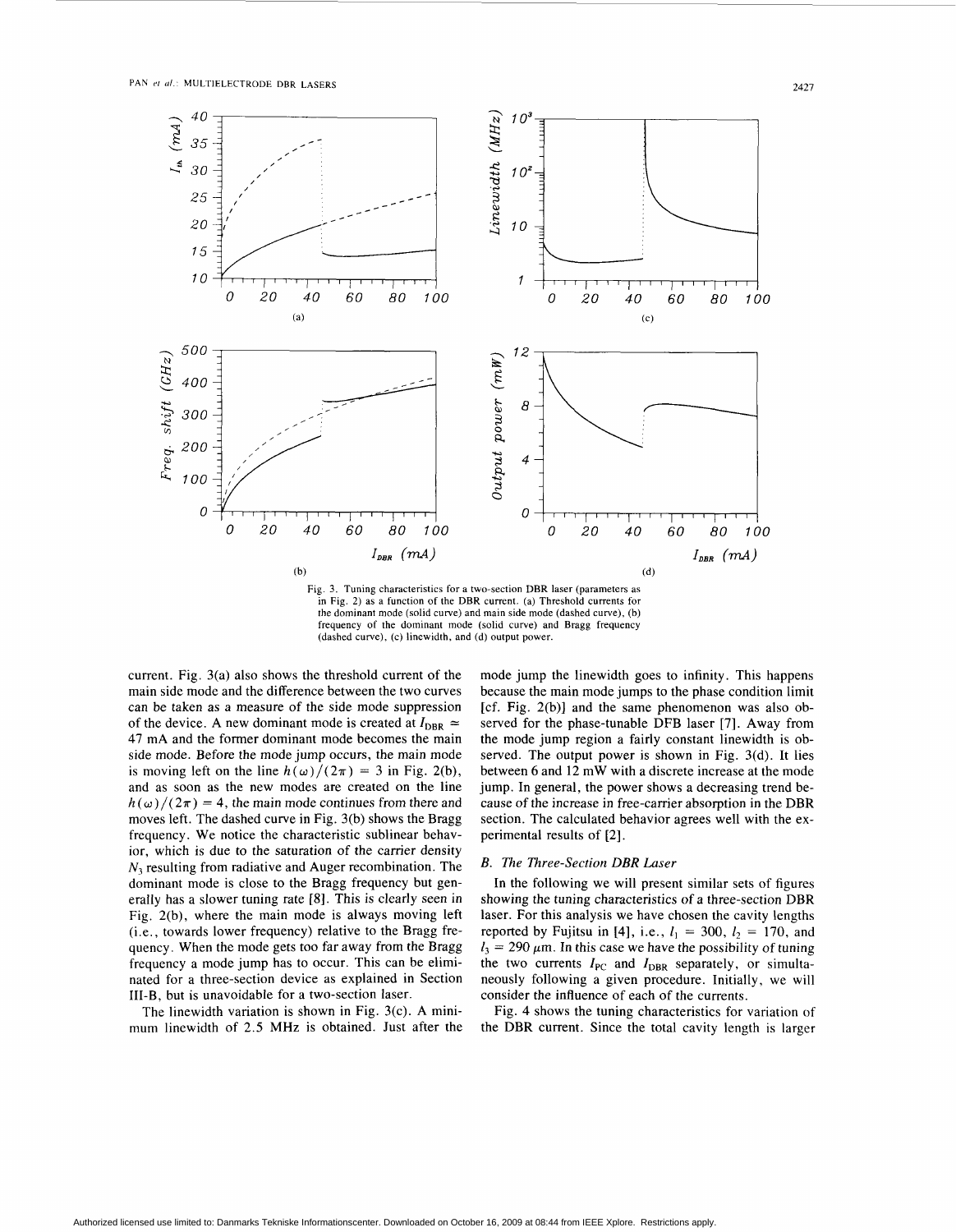Fig. 3. Tuning characteristics for a two-section DBR laser (parameters as in Fig. 2) as a function of the DBR current. (a) Threshold currents for the dominant mode (solid curve) and main side mode (dashed curve), (b) frequency of the dominant mode (solid curve) and Bragg frequency (dashed curve), (c) linewidth, and (d) output power.

current. Fig. 3(a) also shows the threshold current of the main side mode and the difference between the two curves can be taken as a measure of the side mode suppression of the device. A new dominant mode is created at $I_{DBR} \simeq 47$ mA and the former dominant mode becomes the main side mode. Before the mode jump occurs, the main mode is moving left on the line $h(\omega)/(2\pi) = 3$ in Fig. 2(b), and as soon as the new modes are created on the line $h(\omega)/(2\pi) = 4$, the main mode continues from there and moves left. The dashed curve in Fig. 3(b) shows the Bragg frequency. We notice the characteristic sublinear behavior, which is due to the saturation of the carrier density $N_3$ resulting from radiative and Auger recombination. The dominant mode is close to the Bragg frequency but generally has a slower tuning rate [8]. This is clearly seen in Fig. 2(b), where the main mode is always moving left (i.e., towards lower frequency) relative to the Bragg frequency. When the mode gets too far away from the Bragg frequency a mode jump has to occur. This can be eliminated for a three-section device as explained in Section III-B, but is unavoidable for a two-section laser.

The linewidth variation is shown in Fig. 3(c). A minimum linewidth of 2.5 MHz is obtained. Just after the mode jump the linewidth goes to infinity. This happens because the main mode jumps to the phase condition limit [cf. Fig. 2(b)] and the same phenomenon was also observed for the phase-tunable DFB laser [7]. Away from the mode jump region a fairly constant linewidth is observed. The output power is shown in Fig. 3(d). It lies between 6 and 12 mW with a discrete increase at the mode jump. In general, the power shows a decreasing trend because of the increase in free-carrier absorption in the DBR section. The calculated behavior agrees well with the experimental results of [2].

### B. The Three-Section DBR Laser

In the following we will present similar sets of figures showing the tuning characteristics of a three-section DBR laser. For this analysis we have chosen the cavity lengths reported by Fujitsu in [4], i.e., $l_1 = 300$, $l_2 = 170$, and $l_3 = 290$ $\mu$m. In this case we have the possibility of tuning the two currents $I_{PC}$ and $I_{DBR}$ separately, or simultaneously following a given procedure. Initially, we will consider the influence of each of the currents.

Fig. 4 shows the tuning characteristics for variation of the DBR current. Since the total cavity length is larger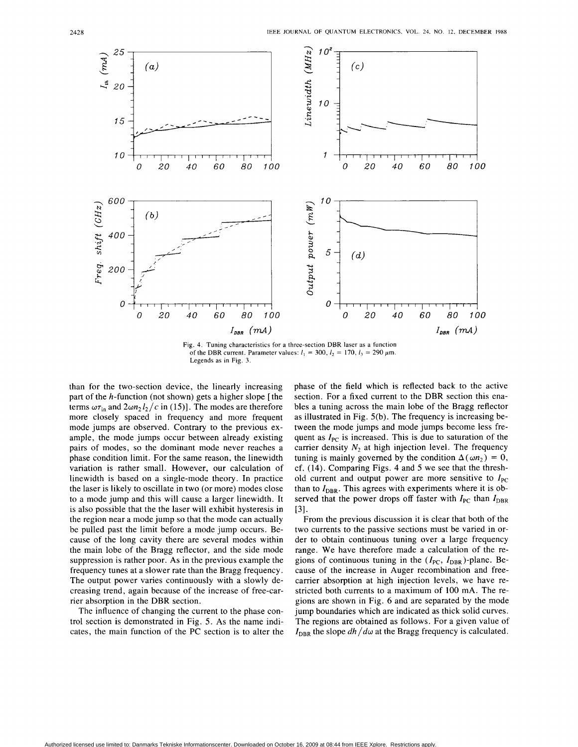Fig. 4. Tuning characteristics for a three-section DBR laser as a function of the DBR current. Parameter values: $l_1 = 300$, $l_2 = 170$, $l_3 = 290$ $\mu$m. Legends as in Fig. 3.

than for the two-section device, the linearly increasing part of the $h$-function (not shown) gets a higher slope [the terms $\omega\tau_{in}$ and $2\omega n_2 l_2/c$ in (15)]. The modes are therefore more closely spaced in frequency and more frequent mode jumps are observed. Contrary to the previous example, the mode jumps occur between already existing pairs of modes, so the dominant mode never reaches a phase condition limit. For the same reason, the linewidth variation is rather small. However, our calculation of linewidth is based on a single-mode theory. In practice the laser is likely to oscillate in two (or more) modes close to a mode jump and this will cause a larger linewidth. It is also possible that the the laser will exhibit hysteresis in the region near a mode jump so that the mode can actually be pulled past the limit before a mode jump occurs. Because of the long cavity there are several modes within the main lobe of the Bragg reflector, and the side mode suppression is rather poor. As in the previous example the frequency tunes at a slower rate than the Bragg frequency. The output power varies continuously with a slowly decreasing trend, again because of the increase of free-carrier absorption in the DBR section.

The influence of changing the current to the phase control section is demonstrated in Fig. 5. As the name indicates, the main function of the PC section is to alter the phase of the field which is reflected back to the active section. For a fixed current to the DBR section this enables a tuning across the main lobe of the Bragg reflector as illustrated in Fig. 5(b). The frequency is increasing between the mode jumps and mode jumps become less frequent as $I_{PC}$ is increased. This is due to saturation of the carrier density $N_2$ at high injection level. The frequency tuning is mainly governed by the condition $\Delta(\omega n_2) = 0$, cf. (14). Comparing Figs. 4 and 5 we see that the threshold current and output power are more sensitive to $I_{PC}$ than to $I_{DBR}$. This agrees with experiments where it is observed that the power drops off faster with $I_{PC}$ than $I_{DBR}$ [3].

From the previous discussion it is clear that both of the two currents to the passive sections must be varied in order to obtain continuous tuning over a large frequency range. We have therefore made a calculation of the regions of continuous tuning in the ($I_{PC}$, $I_{DBR}$)-plane. Because of the increase in Auger recombination and free-carrier absorption at high injection levels, we have restricted both currents to a maximum of 100 mA. The regions are shown in Fig. 6 and are separated by the mode jump boundaries which are indicated as thick solid curves. The regions are obtained as follows. For a given value of $I_{DBR}$ the slope $dh/d\omega$ at the Bragg frequency is calculated.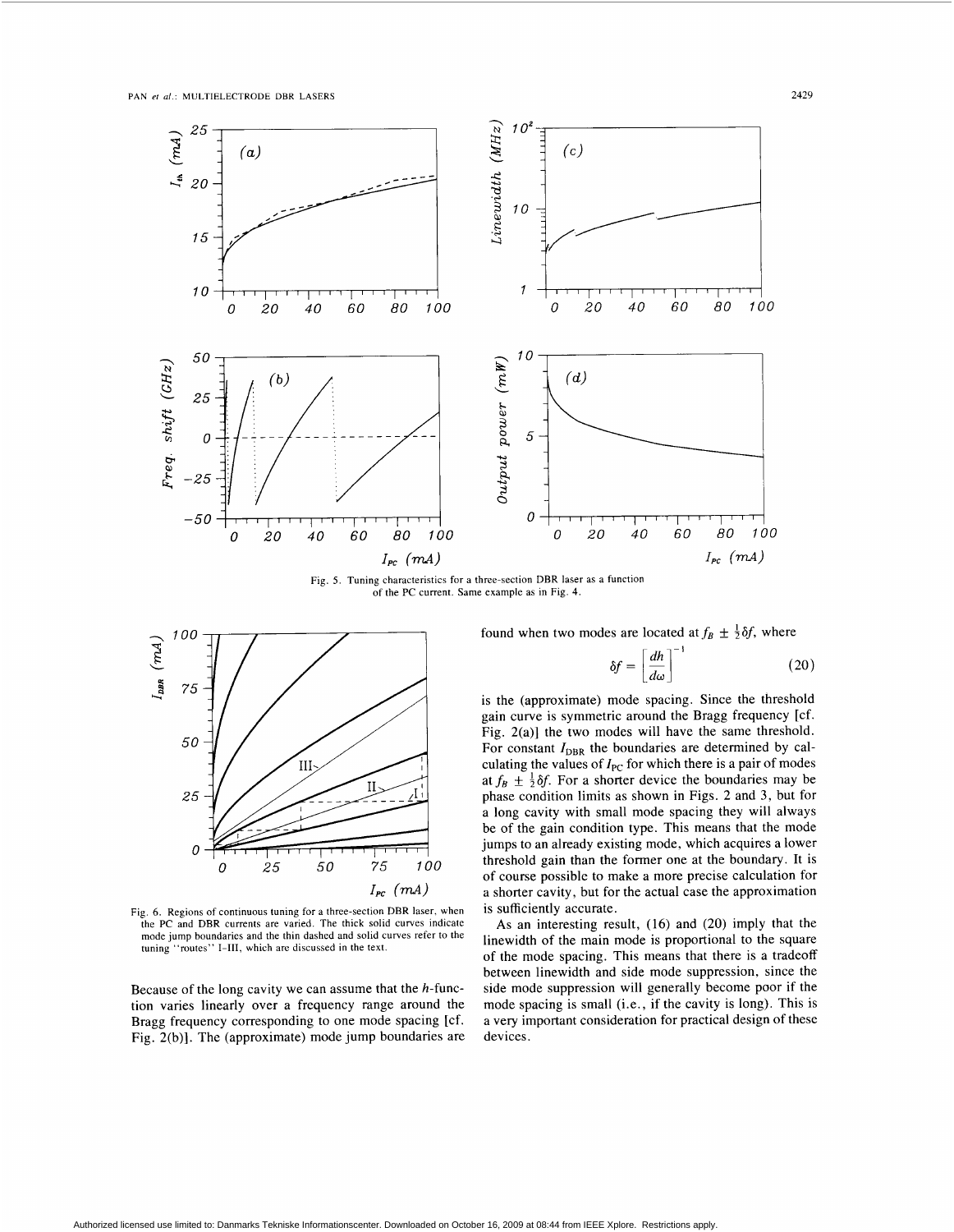Fig. 5. Tuning characteristics for a three-section DBR laser as a function of the PC current. Same example as in Fig. 4.

Fig. 6. Regions of continuous tuning for a three-section DBR laser, when the PC and DBR currents are varied. The thick solid curves indicate mode jump boundaries and the thin dashed and solid curves refer to the tuning "routes" I–III, which are discussed in the text.

Because of the long cavity we can assume that the $h$-function varies linearly over a frequency range around the Bragg frequency corresponding to one mode spacing [cf. Fig. 2(b)]. The (approximate) mode jump boundaries are found when two modes are located at $f_B \pm \frac{1}{2}\delta f$, where

$$\delta f = \left[\frac{dh}{d\omega}\right]^{-1} \tag{20}$$

is the (approximate) mode spacing. Since the threshold gain curve is symmetric around the Bragg frequency [cf. Fig. 2(a)] the two modes will have the same threshold. For constant $I_{\text{DBR}}$ the boundaries are determined by calculating the values of $I_{\text{PC}}$ for which there is a pair of modes at $f_B \pm \frac{1}{2}\delta f$. For a shorter device the boundaries may be phase condition limits as shown in Figs. 2 and 3, but for a long cavity with small mode spacing they will always be of the gain condition type. This means that the mode jumps to an already existing mode, which acquires a lower threshold gain than the former one at the boundary. It is of course possible to make a more precise calculation for a shorter cavity, but for the actual case the approximation is sufficiently accurate.

As an interesting result, (16) and (20) imply that the linewidth of the main mode is proportional to the square of the mode spacing. This means that there is a tradeoff between linewidth and side mode suppression, since the side mode suppression will generally become poor if the mode spacing is small (i.e., if the cavity is long). This is a very important consideration for practical design of these devices.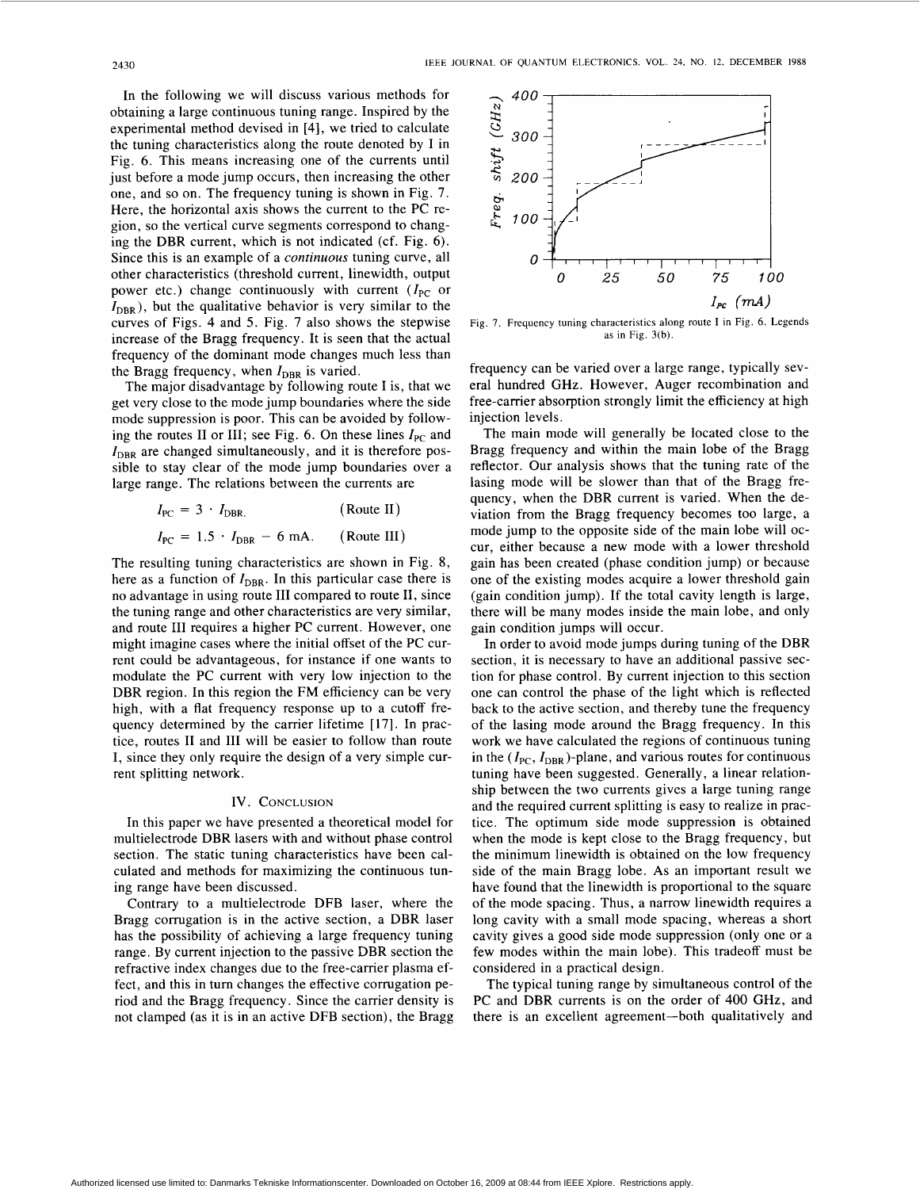In the following we will discuss various methods for obtaining a large continuous tuning range. Inspired by the experimental method devised in [4], we tried to calculate the tuning characteristics along the route denoted by I in Fig. 6. This means increasing one of the currents until just before a mode jump occurs, then increasing the other one, and so on. The frequency tuning is shown in Fig. 7. Here, the horizontal axis shows the current to the PC region, so the vertical curve segments correspond to changing the DBR current, which is not indicated (cf. Fig. 6). Since this is an example of a *continuous* tuning curve, all other characteristics (threshold current, linewidth, output power etc.) change continuously with current ($I_{PC}$ or $I_{DBR}$), but the qualitative behavior is very similar to the curves of Figs. 4 and 5. Fig. 7 also shows the stepwise increase of the Bragg frequency. It is seen that the actual frequency of the dominant mode changes much less than the Bragg frequency, when $I_{DBR}$ is varied.

The major disadvantage by following route I is, that we get very close to the mode jump boundaries where the side mode suppression is poor. This can be avoided by following the routes II or III; see Fig. 6. On these lines $I_{PC}$ and $I_{DBR}$ are changed simultaneously, and it is therefore possible to stay clear of the mode jump boundaries over a large range. The relations between the currents are

$$I_{PC} = 3 \cdot I_{DBR} \qquad \text{(Route II)}$$

$$I_{PC} = 1.5 \cdot I_{DBR} - 6 \text{ mA}. \qquad \text{(Route III)}$$

The resulting tuning characteristics are shown in Fig. 8, here as a function of $I_{DBR}$. In this particular case there is no advantage in using route III compared to route II, since the tuning range and other characteristics are very similar, and route III requires a higher PC current. However, one might imagine cases where the initial offset of the PC current could be advantageous, for instance if one wants to modulate the PC current with very low injection to the DBR region. In this region the FM efficiency can be very high, with a flat frequency response up to a cutoff frequency determined by the carrier lifetime [17]. In practice, routes II and III will be easier to follow than route I, since they only require the design of a very simple current splitting network.

Freq. shift (GHz)
400
300
200
100
0
0 25 50 75 100
$I_{PC}$ (mA)

Fig. 7. Frequency tuning characteristics along route I in Fig. 6. Legends as in Fig. 3(b).

## IV. Conclusion

In this paper we have presented a theoretical model for multielectrode DBR lasers with and without phase control section. The static tuning characteristics have been calculated and methods for maximizing the continuous tuning range have been discussed.

Contrary to a multielectrode DFB laser, where the Bragg corrugation is in the active section, a DBR laser has the possibility of achieving a large frequency tuning range. By current injection to the passive DBR section the refractive index changes due to the free-carrier plasma effect, and this in turn changes the effective corrugation period and the Bragg frequency. Since the carrier density is not clamped (as it is in an active DFB section), the Bragg frequency can be varied over a large range, typically several hundred GHz. However, Auger recombination and free-carrier absorption strongly limit the efficiency at high injection levels.

The main mode will generally be located close to the Bragg frequency and within the main lobe of the Bragg reflector. Our analysis shows that the tuning rate of the lasing mode will be slower than that of the Bragg frequency, when the DBR current is varied. When the deviation from the Bragg frequency becomes too large, a mode jump to the opposite side of the main lobe will occur, either because a new mode with a lower threshold gain has been created (phase condition jump) or because one of the existing modes acquire a lower threshold gain (gain condition jump). If the total cavity length is large, there will be many modes inside the main lobe, and only gain condition jumps will occur.

In order to avoid mode jumps during tuning of the DBR section, it is necessary to have an additional passive section for phase control. By current injection to this section one can control the phase of the light which is reflected back to the active section, and thereby tune the frequency of the lasing mode around the Bragg frequency. In this work we have calculated the regions of continuous tuning in the ($I_{PC}$, $I_{DBR}$)-plane, and various routes for continuous tuning have been suggested. Generally, a linear relationship between the two currents gives a large tuning range and the required current splitting is easy to realize in practice. The optimum side mode suppression is obtained when the mode is kept close to the Bragg frequency, but the minimum linewidth is obtained on the low frequency side of the main Bragg lobe. As an important result we have found that the linewidth is proportional to the square of the mode spacing. Thus, a narrow linewidth requires a long cavity with a small mode spacing, whereas a short cavity gives a good side mode suppression (only one or a few modes within the main lobe). This tradeoff must be considered in a practical design.

The typical tuning range by simultaneous control of the PC and DBR currents is on the order of 400 GHz, and there is an excellent agreement—both qualitatively and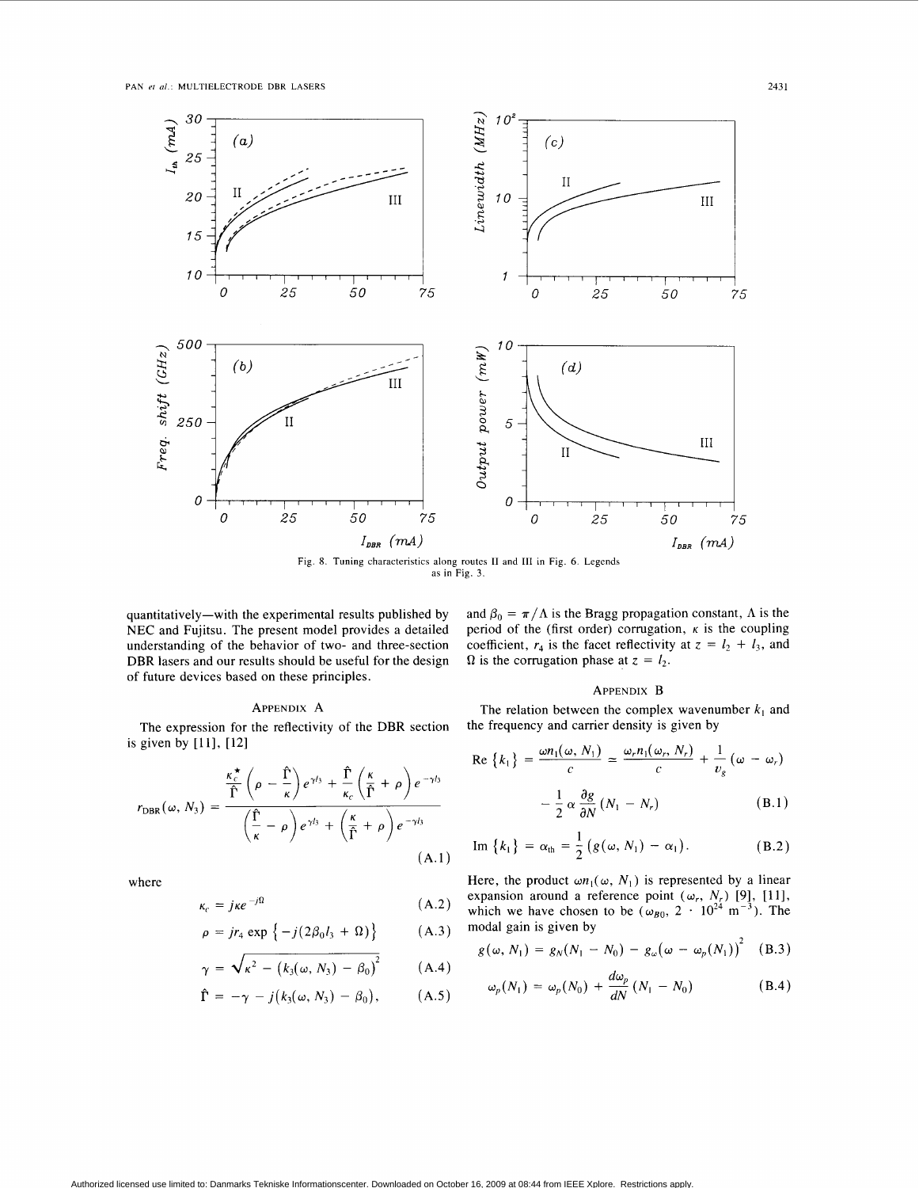Fig. 8. Tuning characteristics along routes II and III in Fig. 6. Legends as in Fig. 3.

quantitatively—with the experimental results published by NEC and Fujitsu. The present model provides a detailed understanding of the behavior of two- and three-section DBR lasers and our results should be useful for the design of future devices based on these principles.

## Appendix A

The expression for the reflectivity of the DBR section is given by [11], [12]

$$r_{\mathrm{DBR}}(\omega, N_3) = \frac{\dfrac{\kappa_c^\star}{\hat{\Gamma}}\left(\rho - \dfrac{\hat{\Gamma}}{\kappa}\right)e^{\gamma l_3} + \dfrac{\hat{\Gamma}}{\kappa_c}\left(\dfrac{\kappa}{\hat{\Gamma}} + \rho\right)e^{-\gamma l_3}}{\left(\dfrac{\hat{\Gamma}}{\kappa} - \rho\right)e^{\gamma l_3} + \left(\dfrac{\kappa}{\hat{\Gamma}} + \rho\right)e^{-\gamma l_3}} \tag{A.1}$$

where

$$\kappa_c = j\kappa e^{-j\Omega} \tag{A.2}$$

$$\rho = jr_4 \exp\left\{-j(2\beta_0 l_3 + \Omega)\right\} \tag{A.3}$$

$$\gamma = \sqrt{\kappa^2 - \left(k_3(\omega, N_3) - \beta_0\right)^2} \tag{A.4}$$

$$\hat{\Gamma} = -\gamma - j\left(k_3(\omega, N_3) - \beta_0\right), \tag{A.5}$$

and $\beta_0 = \pi/\Lambda$ is the Bragg propagation constant, $\Lambda$ is the period of the (first order) corrugation, $\kappa$ is the coupling coefficient, $r_4$ is the facet reflectivity at $z = l_2 + l_3$, and $\Omega$ is the corrugation phase at $z = l_2$.

## Appendix B

The relation between the complex wavenumber $k_1$ and the frequency and carrier density is given by

$$\mathrm{Re}\left\{k_1\right\} = \frac{\omega n_1(\omega, N_1)}{c} \simeq \frac{\omega_r n_1(\omega_r, N_r)}{c} + \frac{1}{v_g}(\omega - \omega_r) - \frac{1}{2}\alpha\frac{\partial g}{\partial N}(N_1 - N_r) \tag{B.1}$$

$$\mathrm{Im}\left\{k_1\right\} = \alpha_{\mathrm{th}} = \frac{1}{2}\left(g(\omega, N_1) - \alpha_1\right). \tag{B.2}$$

Here, the product $\omega n_1(\omega, N_1)$ is represented by a linear expansion around a reference point $(\omega_r, N_r)$ [9], [11], which we have chosen to be $(\omega_{B0}, 2 \cdot 10^{24}\ \mathrm{m}^{-3})$. The modal gain is given by

$$g(\omega, N_1) = g_N(N_1 - N_0) - g_\omega\left(\omega - \omega_p(N_1)\right)^2 \tag{B.3}$$

$$\omega_p(N_1) = \omega_p(N_0) + \frac{d\omega_p}{dN}(N_1 - N_0) \tag{B.4}$$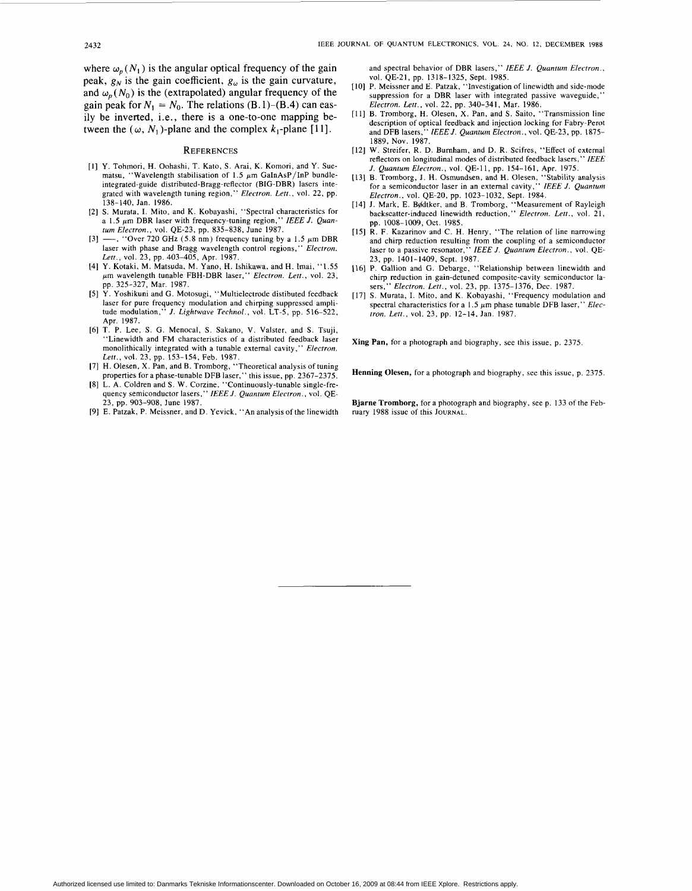where $\omega_p(N_1)$ is the angular optical frequency of the gain peak, $g_N$ is the gain coefficient, $g_\omega$ is the gain curvature, and $\omega_p(N_0)$ is the (extrapolated) angular frequency of the gain peak for $N_1 = N_0$. The relations (B.1)–(B.4) can easily be inverted, i.e., there is a one-to-one mapping between the $(\omega, N_1)$-plane and the complex $k_1$-plane [11].

## References

[1] Y. Tohmori, H. Oohashi, T. Kato, S. Arai, K. Komori, and Y. Suematsu, "Wavelength stabilisation of 1.5 μm GaInAsP/InP bundle-integrated-guide distributed-Bragg-reflector (BIG-DBR) lasers integrated with wavelength tuning region," *Electron. Lett.*, vol. 22, pp. 138–140, Jan. 1986.

[2] S. Murata, I. Mito, and K. Kobayashi, "Spectral characteristics for a 1.5 μm DBR laser with frequency-tuning region," *IEEE J. Quantum Electron.*, vol. QE-23, pp. 835–838, June 1987.

[3] ——, "Over 720 GHz (5.8 nm) frequency tuning by a 1.5 μm DBR laser with phase and Bragg wavelength control regions," *Electron. Lett.*, vol. 23, pp. 403–405, Apr. 1987.

[4] Y. Kotaki, M. Matsuda, M. Yano, H. Ishikawa, and H. Imai, "1.55 μm wavelength tunable FBH-DBR laser," *Electron. Lett.*, vol. 23, pp. 325–327, Mar. 1987.

[5] Y. Yoshikuni and G. Motosugi, "Multielectrode distibuted feedback laser for pure frequency modulation and chirping suppressed amplitude modulation," *J. Lightwave Technol.*, vol. LT-5, pp. 516–522, Apr. 1987.

[6] T. P. Lee, S. G. Menocal, S. Sakano, V. Valster, and S. Tsuji, "Linewidth and FM characteristics of a distributed feedback laser monolithically integrated with a tunable external cavity," *Electron. Lett.*, vol. 23, pp. 153–154, Feb. 1987.

[7] H. Olesen, X. Pan, and B. Tromborg, "Theoretical analysis of tuning properties for a phase-tunable DFB laser," this issue, pp. 2367–2375.

[8] L. A. Coldren and S. W. Corzine, "Continuously-tunable single-frequency semiconductor lasers," *IEEE J. Quantum Electron.*, vol. QE-23, pp. 903–908, June 1987.

[9] E. Patzak, P. Meissner, and D. Yevick, "An analysis of the linewidth and spectral behavior of DBR lasers," *IEEE J. Quantum Electron.*, vol. QE-21, pp. 1318–1325, Sept. 1985.

[10] P. Meissner and E. Patzak, "Investigation of linewidth and side-mode suppression for a DBR laser with integrated passive waveguide," *Electron. Lett.*, vol. 22, pp. 340–341, Mar. 1986.

[11] B. Tromborg, H. Olesen, X. Pan, and S. Saito, "Transmission line description of optical feedback and injection locking for Fabry-Perot and DFB lasers," *IEEE J. Quantum Electron.*, vol. QE-23, pp. 1875–1889, Nov. 1987.

[12] W. Streifer, R. D. Burnham, and D. R. Scifres, "Effect of external reflectors on longitudinal modes of distributed feedback lasers," *IEEE J. Quantum Electron.*, vol. QE-11, pp. 154–161, Apr. 1975.

[13] B. Tromborg, J. H. Osmundsen, and H. Olesen, "Stability analysis for a semiconductor laser in an external cavity," *IEEE J. Quantum Electron.*, vol. QE-20, pp. 1023–1032, Sept. 1984.

[14] J. Mark, E. Bødtker, and B. Tromborg, "Measurement of Rayleigh backscatter-induced linewidth reduction," *Electron. Lett.*, vol. 21, pp. 1008–1009, Oct. 1985.

[15] R. F. Kazarinov and C. H. Henry, "The relation of line narrowing and chirp reduction resulting from the coupling of a semiconductor laser to a passive resonator," *IEEE J. Quantum Electron.*, vol. QE-23, pp. 1401–1409, Sept. 1987.

[16] P. Gallion and G. Debarge, "Relationship between linewidth and chirp reduction in gain-detuned composite-cavity semiconductor lasers," *Electron. Lett.*, vol. 23, pp. 1375–1376, Dec. 1987.

[17] S. Murata, I. Mito, and K. Kobayashi, "Frequency modulation and spectral characteristics for a 1.5 μm phase tunable DFB laser," *Electron. Lett.*, vol. 23, pp. 12–14, Jan. 1987.

**Xing Pan**, for a photograph and biography, see this issue, p. 2375.

**Henning Olesen**, for a photograph and biography, see this issue, p. 2375.

**Bjarne Tromborg**, for a photograph and biography, see p. 133 of the February 1988 issue of this JOURNAL.